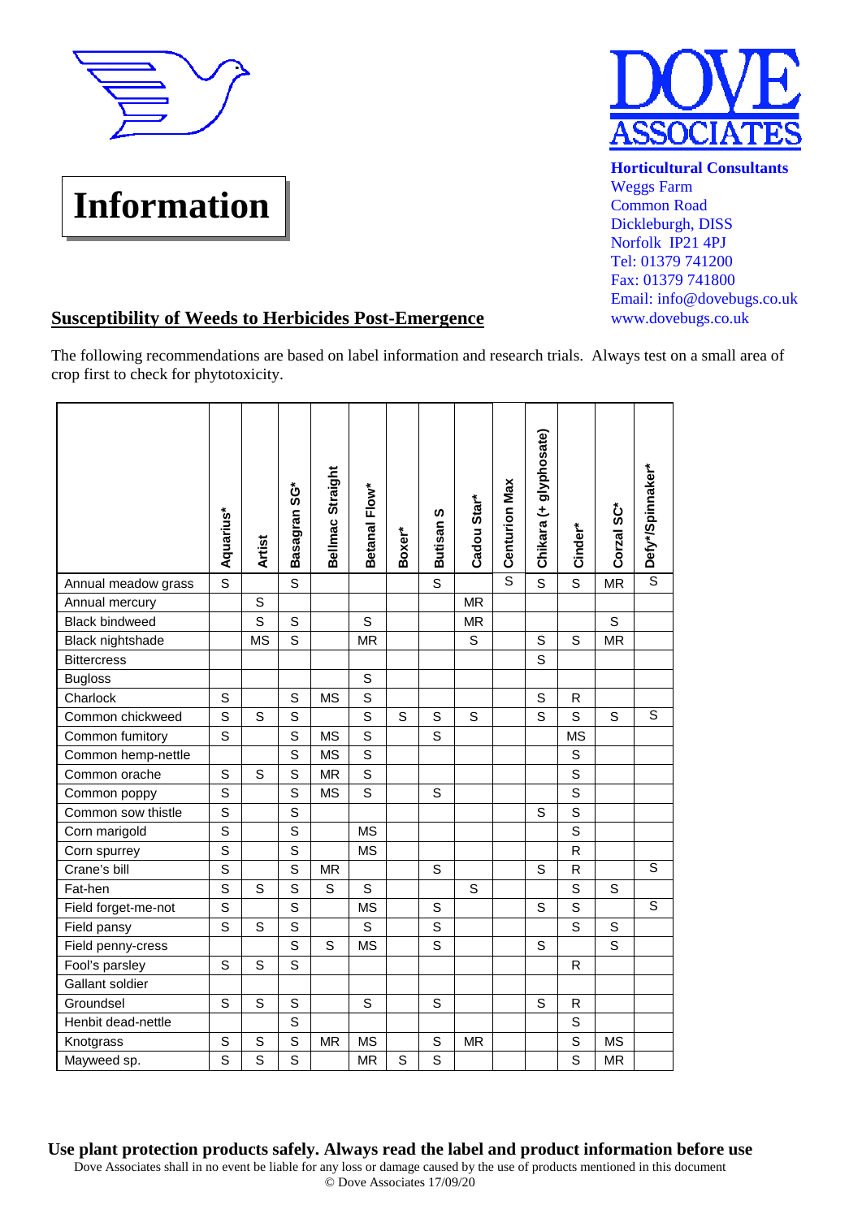# Information

**Horticultural Consultants**
Weggs Farm
Common Road
Dickleburgh, DISS
Norfolk IP21 4PJ
Tel: 01379 741200
Fax: 01379 741800
Email: info@dovebugs.co.uk
www.dovebugs.co.uk

## Susceptibility of Weeds to Herbicides Post-Emergence

The following recommendations are based on label information and research trials. Always test on a small area of crop first to check for phytotoxicity.

| | Aquarius* | Artist | Basagran SG* | Bellmac Straight | Betanal Flow* | Boxer* | Butisan S | Cadou Star* | Centurion Max | Chikara (+ glyphosate) | Cinder* | Corzal SC* | Defy*/Spinnaker* |
|---|---|---|---|---|---|---|---|---|---|---|---|---|---|
| Annual meadow grass | S | | S | | | | S | | S | S | S | MR | S |
| Annual mercury | | S | | | | | | MR | | | | | |
| Black bindweed | | S | S | | S | | | MR | | | | S | |
| Black nightshade | | MS | S | | MR | | | S | | S | S | MR | |
| Bittercress | | | | | | | | | | S | | | |
| Bugloss | | | | | S | | | | | | | | |
| Charlock | S | | S | MS | S | | | | | S | R | | |
| Common chickweed | S | S | S | | S | S | S | S | | S | S | S | S |
| Common fumitory | S | | S | MS | S | | S | | | | MS | | |
| Common hemp-nettle | | | S | MS | S | | | | | | S | | |
| Common orache | S | S | S | MR | S | | | | | | S | | |
| Common poppy | S | | S | MS | S | | S | | | | S | | |
| Common sow thistle | S | | S | | | | | | | S | S | | |
| Corn marigold | S | | S | | MS | | | | | | S | | |
| Corn spurrey | S | | S | | MS | | | | | | R | | |
| Crane's bill | S | | S | MR | | | S | | | S | R | | S |
| Fat-hen | S | S | S | S | S | | | S | | | S | S | |
| Field forget-me-not | S | | S | | MS | | S | | | S | S | | S |
| Field pansy | S | S | S | | S | | S | | | | S | S | |
| Field penny-cress | | | S | S | MS | | S | | | S | | S | |
| Fool's parsley | S | S | S | | | | | | | | R | | |
| Gallant soldier | | | | | | | | | | | | | |
| Groundsel | S | S | S | | S | | S | | | S | R | | |
| Henbit dead-nettle | | | S | | | | | | | | S | | |
| Knotgrass | S | S | S | MR | MS | | S | MR | | | S | MS | |
| Mayweed sp. | S | S | S | | MR | S | S | | | | S | MR | |

**Use plant protection products safely. Always read the label and product information before use**

Dove Associates shall in no event be liable for any loss or damage caused by the use of products mentioned in this document

© Dove Associates 17/09/20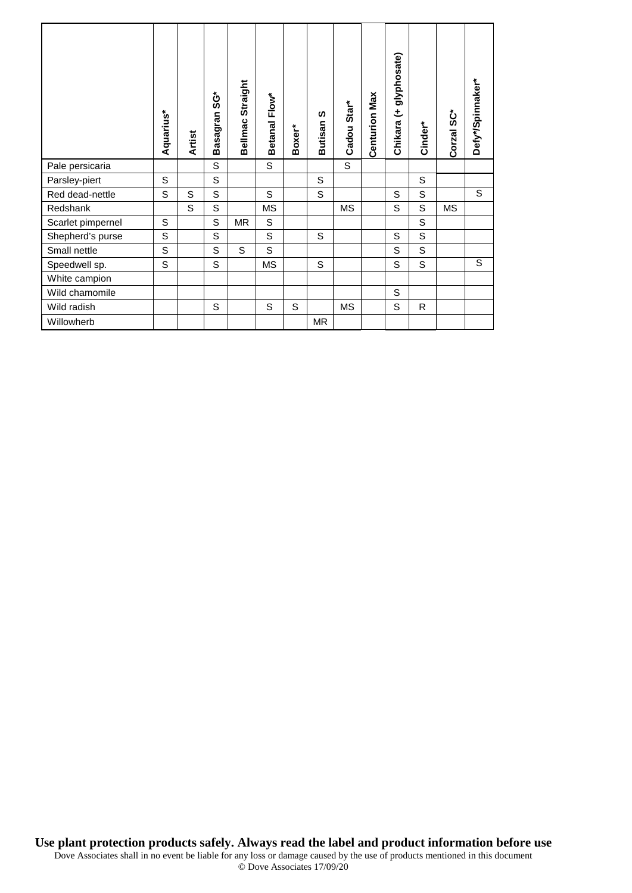| | Aquarius* | Artist | Basagran SG* | Bellmac Straight | Betanal Flow* | Boxer* | Butisan S | Cadou Star* | Centurion Max | Chikara (+ glyphosate) | Cinder* | Corzal SC* | Defy*/Spinnaker* |
|---|---|---|---|---|---|---|---|---|---|---|---|---|---|
| Pale persicaria | | | S | | S | | | S | | | | | |
| Parsley-piert | S | | S | | | | S | | | | S | | |
| Red dead-nettle | S | S | S | | S | | S | | | S | S | | S |
| Redshank | | S | S | | MS | | | MS | | S | S | MS | |
| Scarlet pimpernel | S | | S | MR | S | | | | | | S | | |
| Shepherd's purse | S | | S | | S | | S | | | S | S | | |
| Small nettle | S | | S | S | S | | | | | S | S | | |
| Speedwell sp. | S | | S | | MS | | S | | | S | S | | S |
| White campion | | | | | | | | | | | | | |
| Wild chamomile | | | | | | | | | | S | | | |
| Wild radish | | | S | | S | S | | MS | | S | R | | |
| Willowherb | | | | | | | MR | | | | | | |

**Use plant protection products safely. Always read the label and product information before use**

Dove Associates shall in no event be liable for any loss or damage caused by the use of products mentioned in this document

© Dove Associates 17/09/20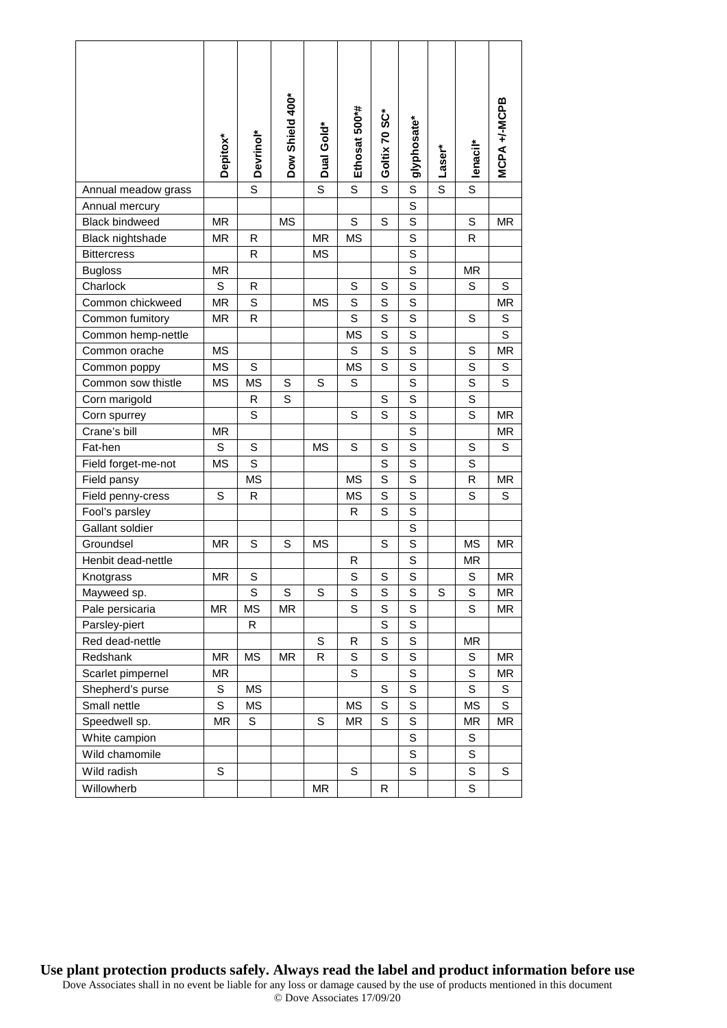| | Depitox* | Devrinol* | Dow Shield 400* | Dual Gold* | Ethosat 500*# | Goltix 70 SC* | glyphosate* | Laser* | lenacil* | MCPA +/-MCPB |
|---|---|---|---|---|---|---|---|---|---|---|
| Annual meadow grass | | S | | S | S | S | S | S | S | |
| Annual mercury | | | | | | | S | | | |
| Black bindweed | MR | | MS | | S | S | S | | S | MR |
| Black nightshade | MR | R | | MR | MS | | S | | R | |
| Bittercress | | R | | MS | | | S | | | |
| Bugloss | MR | | | | | | S | | MR | |
| Charlock | S | R | | | S | S | S | | S | S |
| Common chickweed | MR | S | | MS | S | S | S | | | MR |
| Common fumitory | MR | R | | | S | S | S | | S | S |
| Common hemp-nettle | | | | | MS | S | S | | | S |
| Common orache | MS | | | | S | S | S | | S | MR |
| Common poppy | MS | S | | | MS | S | S | | S | S |
| Common sow thistle | MS | MS | S | S | S | | S | | S | S |
| Corn marigold | | R | S | | | S | S | | S | |
| Corn spurrey | | S | | | S | S | S | | S | MR |
| Crane's bill | MR | | | | | | S | | | MR |
| Fat-hen | S | S | | MS | S | S | S | | S | S |
| Field forget-me-not | MS | S | | | | S | S | | S | |
| Field pansy | | MS | | | MS | S | S | | R | MR |
| Field penny-cress | S | R | | | MS | S | S | | S | S |
| Fool's parsley | | | | | R | S | S | | | |
| Gallant soldier | | | | | | | S | | | |
| Groundsel | MR | S | S | MS | | S | S | | MS | MR |
| Henbit dead-nettle | | | | | R | | S | | MR | |
| Knotgrass | MR | S | | | S | S | S | | S | MR |
| Mayweed sp. | | S | S | S | S | S | S | S | S | MR |
| Pale persicaria | MR | MS | MR | | S | S | S | | S | MR |
| Parsley-piert | | R | | | | S | S | | | |
| Red dead-nettle | | | | S | R | S | S | | MR | |
| Redshank | MR | MS | MR | R | S | S | S | | S | MR |
| Scarlet pimpernel | MR | | | | S | | S | | S | MR |
| Shepherd's purse | S | MS | | | | S | S | | S | S |
| Small nettle | S | MS | | | MS | S | S | | MS | S |
| Speedwell sp. | MR | S | | S | MR | S | S | | MR | MR |
| White campion | | | | | | | S | | S | |
| Wild chamomile | | | | | | | S | | S | |
| Wild radish | S | | | | S | | S | | S | S |
| Willowherb | | | | MR | | R | | | S | |

**Use plant protection products safely. Always read the label and product information before use**

Dove Associates shall in no event be liable for any loss or damage caused by the use of products mentioned in this document

© Dove Associates 17/09/20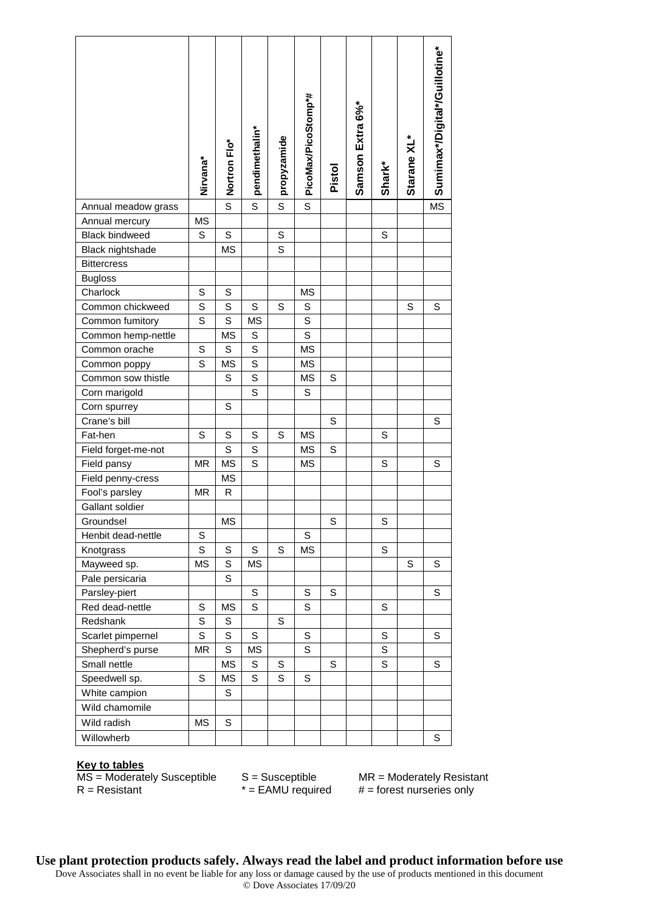| | Nirvana* | Nortron Flo* | pendimethalin* | propyzamide | PicoMax/PicoStomp*# | Pistol | Samson Extra 6%* | Shark* | Starane XL* | Sumimax*/Digital*/Guillotine* |
|---|---|---|---|---|---|---|---|---|---|---|
| Annual meadow grass | | S | S | S | S | | | | | MS |
| Annual mercury | MS | | | | | | | | | |
| Black bindweed | S | S | | S | | | | S | | |
| Black nightshade | | MS | | S | | | | | | |
| Bittercress | | | | | | | | | | |
| Bugloss | | | | | | | | | | |
| Charlock | S | S | | | MS | | | | | |
| Common chickweed | S | S | S | S | S | | | | S | S |
| Common fumitory | S | S | MS | | S | | | | | |
| Common hemp-nettle | | MS | S | | S | | | | | |
| Common orache | S | S | S | | MS | | | | | |
| Common poppy | S | MS | S | | MS | | | | | |
| Common sow thistle | | S | S | | MS | S | | | | |
| Corn marigold | | | S | | S | | | | | |
| Corn spurrey | | S | | | | | | | | |
| Crane's bill | | | | | | S | | | | S |
| Fat-hen | S | S | S | S | MS | | | S | | |
| Field forget-me-not | | S | S | | MS | S | | | | |
| Field pansy | MR | MS | S | | MS | | | S | | S |
| Field penny-cress | | MS | | | | | | | | |
| Fool's parsley | MR | R | | | | | | | | |
| Gallant soldier | | | | | | | | | | |
| Groundsel | | MS | | | | S | | S | | |
| Henbit dead-nettle | S | | | | S | | | | | |
| Knotgrass | S | S | S | S | MS | | | S | | |
| Mayweed sp. | MS | S | MS | | | | | | S | S |
| Pale persicaria | | S | | | | | | | | |
| Parsley-piert | | | S | | S | S | | | | S |
| Red dead-nettle | S | MS | S | | S | | | S | | |
| Redshank | S | S | | S | | | | | | |
| Scarlet pimpernel | S | S | S | | S | | | S | | S |
| Shepherd's purse | MR | S | MS | | S | | | S | | |
| Small nettle | | MS | S | S | | S | | S | | S |
| Speedwell sp. | S | MS | S | S | S | | | | | |
| White campion | | S | | | | | | | | |
| Wild chamomile | | | | | | | | | | |
| Wild radish | MS | S | | | | | | | | |
| Willowherb | | | | | | | | | | S |

**Key to tables**

MS = Moderately Susceptible    S = Susceptible    MR = Moderately Resistant
R = Resistant    * = EAMU required    # = forest nurseries only

**Use plant protection products safely. Always read the label and product information before use**

Dove Associates shall in no event be liable for any loss or damage caused by the use of products mentioned in this document

© Dove Associates 17/09/20